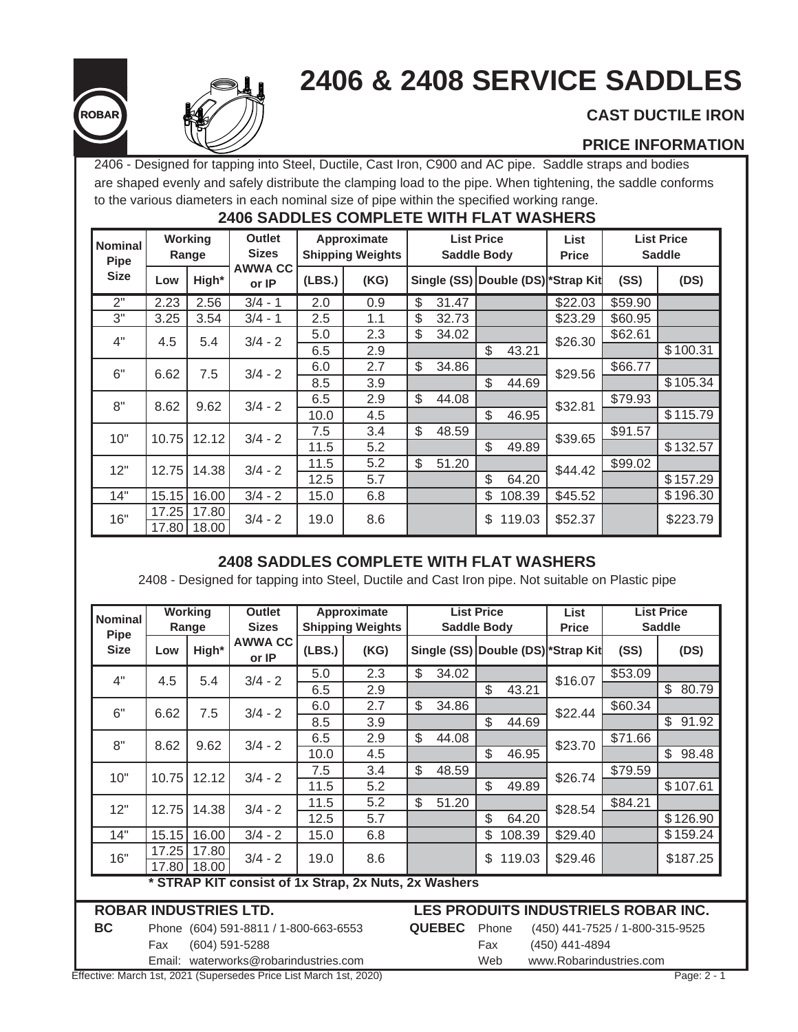# 2406 & 2408 SERVICE SADDLES

ROBAR

### CAST DUCTILE IRON

### PRICE INFORMATION

2406 - Designed for tapping into Steel, Ductile, Cast Iron, C900 and AC pipe. Saddle straps and bodies are shaped evenly and safely distribute the clamping load to the pipe. When tightening, the saddle conforms to the various diameters in each nominal size of pipe within the specified working range.

## 2406 SADDLES COMPLETE WITH FLAT WASHERS

| Nominal Pipe Size | Working Range | | Outlet Sizes AWWA CC or IP | Approximate Shipping Weights | | List Price Saddle Body | | List Price | List Price Saddle | |
|---|---|---|---|---|---|---|---|---|---|---|
| | Low | High* | | (LBS.) | (KG) | Single (SS) | Double (DS) | *Strap Kit | (SS) | (DS) |
| 2" | 2.23 | 2.56 | 3/4 - 1 | 2.0 | 0.9 | $ 31.47 | | $22.03 | $59.90 | |
| 3" | 3.25 | 3.54 | 3/4 - 1 | 2.5 | 1.1 | $ 32.73 | | $23.29 | $60.95 | |
| 4" | 4.5 | 5.4 | 3/4 - 2 | 5.0 | 2.3 | $ 34.02 | | $26.30 | $62.61 | |
| | | | | 6.5 | 2.9 | | $ 43.21 | | | $100.31 |
| 6" | 6.62 | 7.5 | 3/4 - 2 | 6.0 | 2.7 | $ 34.86 | | $29.56 | $66.77 | |
| | | | | 8.5 | 3.9 | | $ 44.69 | | | $105.34 |
| 8" | 8.62 | 9.62 | 3/4 - 2 | 6.5 | 2.9 | $ 44.08 | | $32.81 | $79.93 | |
| | | | | 10.0 | 4.5 | | $ 46.95 | | | $115.79 |
| 10" | 10.75 | 12.12 | 3/4 - 2 | 7.5 | 3.4 | $ 48.59 | | $39.65 | $91.57 | |
| | | | | 11.5 | 5.2 | | $ 49.89 | | | $132.57 |
| 12" | 12.75 | 14.38 | 3/4 - 2 | 11.5 | 5.2 | $ 51.20 | | $44.42 | $99.02 | |
| | | | | 12.5 | 5.7 | | $ 64.20 | | | $157.29 |
| 14" | 15.15 | 16.00 | 3/4 - 2 | 15.0 | 6.8 | | $ 108.39 | $45.52 | | $196.30 |
| 16" | 17.25 | 17.80 | 3/4 - 2 | 19.0 | 8.6 | | $ 119.03 | $52.37 | | $223.79 |
| | 17.80 | 18.00 | | | | | | | | |

## 2408 SADDLES COMPLETE WITH FLAT WASHERS

2408 - Designed for tapping into Steel, Ductile and Cast Iron pipe. Not suitable on Plastic pipe

| Nominal Pipe Size | Working Range | | Outlet Sizes AWWA CC or IP | Approximate Shipping Weights | | List Price Saddle Body | | List Price | List Price Saddle | |
|---|---|---|---|---|---|---|---|---|---|---|
| | Low | High* | | (LBS.) | (KG) | Single (SS) | Double (DS) | *Strap Kit | (SS) | (DS) |
| 4" | 4.5 | 5.4 | 3/4 - 2 | 5.0 | 2.3 | $ 34.02 | | $16.07 | $53.09 | |
| | | | | 6.5 | 2.9 | | $ 43.21 | | | $ 80.79 |
| 6" | 6.62 | 7.5 | 3/4 - 2 | 6.0 | 2.7 | $ 34.86 | | $22.44 | $60.34 | |
| | | | | 8.5 | 3.9 | | $ 44.69 | | | $ 91.92 |
| 8" | 8.62 | 9.62 | 3/4 - 2 | 6.5 | 2.9 | $ 44.08 | | $23.70 | $71.66 | |
| | | | | 10.0 | 4.5 | | $ 46.95 | | | $ 98.48 |
| 10" | 10.75 | 12.12 | 3/4 - 2 | 7.5 | 3.4 | $ 48.59 | | $26.74 | $79.59 | |
| | | | | 11.5 | 5.2 | | $ 49.89 | | | $107.61 |
| 12" | 12.75 | 14.38 | 3/4 - 2 | 11.5 | 5.2 | $ 51.20 | | $28.54 | $84.21 | |
| | | | | 12.5 | 5.7 | | $ 64.20 | | | $126.90 |
| 14" | 15.15 | 16.00 | 3/4 - 2 | 15.0 | 6.8 | | $ 108.39 | $29.40 | | $159.24 |
| 16" | 17.25 | 17.80 | 3/4 - 2 | 19.0 | 8.6 | | $ 119.03 | $29.46 | | $187.25 |
| | 17.80 | 18.00 | | | | | | | | |

**\* STRAP KIT consist of 1x Strap, 2x Nuts, 2x Washers**

**ROBAR INDUSTRIES LTD.**

**BC** Phone (604) 591-8811 / 1-800-663-6553
Fax (604) 591-5288
Email: waterworks@robarindustries.com

**LES PRODUITS INDUSTRIELS ROBAR INC.**

**QUEBEC** Phone (450) 441-7525 / 1-800-315-9525
Fax (450) 441-4894
Web www.Robarindustries.com

Effective: March 1st, 2021 (Supersedes Price List March 1st, 2020)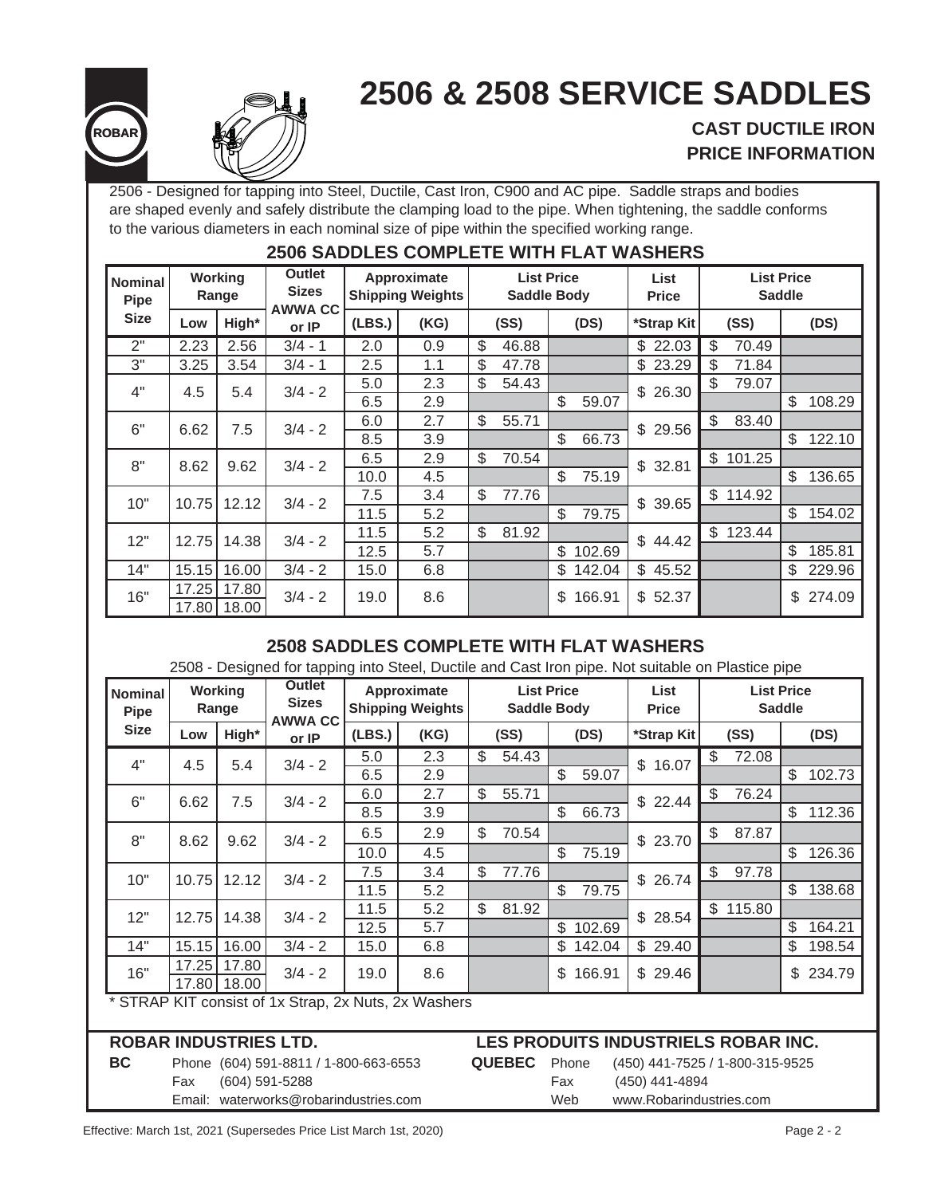# 2506 & 2508 SERVICE SADDLES

**CAST DUCTILE IRON**
**PRICE INFORMATION**

ROBAR

2506 - Designed for tapping into Steel, Ductile, Cast Iron, C900 and AC pipe. Saddle straps and bodies are shaped evenly and safely distribute the clamping load to the pipe. When tightening, the saddle conforms to the various diameters in each nominal size of pipe within the specified working range.

## 2506 SADDLES COMPLETE WITH FLAT WASHERS

| Nominal Pipe Size | Working Range | | Outlet Sizes AWWA CC or IP | Approximate Shipping Weights | | List Price Saddle Body | | List Price | List Price Saddle | |
|---|---|---|---|---|---|---|---|---|---|---|
| | Low | High* | | (LBS.) | (KG) | (SS) | (DS) | *Strap Kit | (SS) | (DS) |
| 2" | 2.23 | 2.56 | 3/4 - 1 | 2.0 | 0.9 | $ 46.88 | | $ 22.03 | $ 70.49 | |
| 3" | 3.25 | 3.54 | 3/4 - 1 | 2.5 | 1.1 | $ 47.78 | | $ 23.29 | $ 71.84 | |
| 4" | 4.5 | 5.4 | 3/4 - 2 | 5.0 | 2.3 | $ 54.43 | | $ 26.30 | $ 79.07 | |
| | | | | 6.5 | 2.9 | | $ 59.07 | | | $ 108.29 |
| 6" | 6.62 | 7.5 | 3/4 - 2 | 6.0 | 2.7 | $ 55.71 | | $ 29.56 | $ 83.40 | |
| | | | | 8.5 | 3.9 | | $ 66.73 | | | $ 122.10 |
| 8" | 8.62 | 9.62 | 3/4 - 2 | 6.5 | 2.9 | $ 70.54 | | $ 32.81 | $ 101.25 | |
| | | | | 10.0 | 4.5 | | $ 75.19 | | | $ 136.65 |
| 10" | 10.75 | 12.12 | 3/4 - 2 | 7.5 | 3.4 | $ 77.76 | | $ 39.65 | $ 114.92 | |
| | | | | 11.5 | 5.2 | | $ 79.75 | | | $ 154.02 |
| 12" | 12.75 | 14.38 | 3/4 - 2 | 11.5 | 5.2 | $ 81.92 | | $ 44.42 | $ 123.44 | |
| | | | | 12.5 | 5.7 | | $ 102.69 | | | $ 185.81 |
| 14" | 15.15 | 16.00 | 3/4 - 2 | 15.0 | 6.8 | | $ 142.04 | $ 45.52 | | $ 229.96 |
| 16" | 17.25 | 17.80 | 3/4 - 2 | 19.0 | 8.6 | | $ 166.91 | $ 52.37 | | $ 274.09 |
| | 17.80 | 18.00 | | | | | | | | |

## 2508 SADDLES COMPLETE WITH FLAT WASHERS

2508 - Designed for tapping into Steel, Ductile and Cast Iron pipe. Not suitable on Plastice pipe

| Nominal Pipe Size | Working Range | | Outlet Sizes AWWA CC or IP | Approximate Shipping Weights | | List Price Saddle Body | | List Price | List Price Saddle | |
|---|---|---|---|---|---|---|---|---|---|---|
| | Low | High* | | (LBS.) | (KG) | (SS) | (DS) | *Strap Kit | (SS) | (DS) |
| 4" | 4.5 | 5.4 | 3/4 - 2 | 5.0 | 2.3 | $ 54.43 | | $ 16.07 | $ 72.08 | |
| | | | | 6.5 | 2.9 | | $ 59.07 | | | $ 102.73 |
| 6" | 6.62 | 7.5 | 3/4 - 2 | 6.0 | 2.7 | $ 55.71 | | $ 22.44 | $ 76.24 | |
| | | | | 8.5 | 3.9 | | $ 66.73 | | | $ 112.36 |
| 8" | 8.62 | 9.62 | 3/4 - 2 | 6.5 | 2.9 | $ 70.54 | | $ 23.70 | $ 87.87 | |
| | | | | 10.0 | 4.5 | | $ 75.19 | | | $ 126.36 |
| 10" | 10.75 | 12.12 | 3/4 - 2 | 7.5 | 3.4 | $ 77.76 | | $ 26.74 | $ 97.78 | |
| | | | | 11.5 | 5.2 | | $ 79.75 | | | $ 138.68 |
| 12" | 12.75 | 14.38 | 3/4 - 2 | 11.5 | 5.2 | $ 81.92 | | $ 28.54 | $ 115.80 | |
| | | | | 12.5 | 5.7 | | $ 102.69 | | | $ 164.21 |
| 14" | 15.15 | 16.00 | 3/4 - 2 | 15.0 | 6.8 | | $ 142.04 | $ 29.40 | | $ 198.54 |
| 16" | 17.25 | 17.80 | 3/4 - 2 | 19.0 | 8.6 | | $ 166.91 | $ 29.46 | | $ 234.79 |
| | 17.80 | 18.00 | | | | | | | | |

\* STRAP KIT consist of 1x Strap, 2x Nuts, 2x Washers

**ROBAR INDUSTRIES LTD.**

**BC**
Phone (604) 591-8811 / 1-800-663-6553
Fax (604) 591-5288
Email: waterworks@robarindustries.com

**LES PRODUITS INDUSTRIELS ROBAR INC.**

**QUEBEC**
Phone (450) 441-7525 / 1-800-315-9525
Fax (450) 441-4894
Web www.Robarindustries.com

Effective: March 1st, 2021 (Supersedes Price List March 1st, 2020)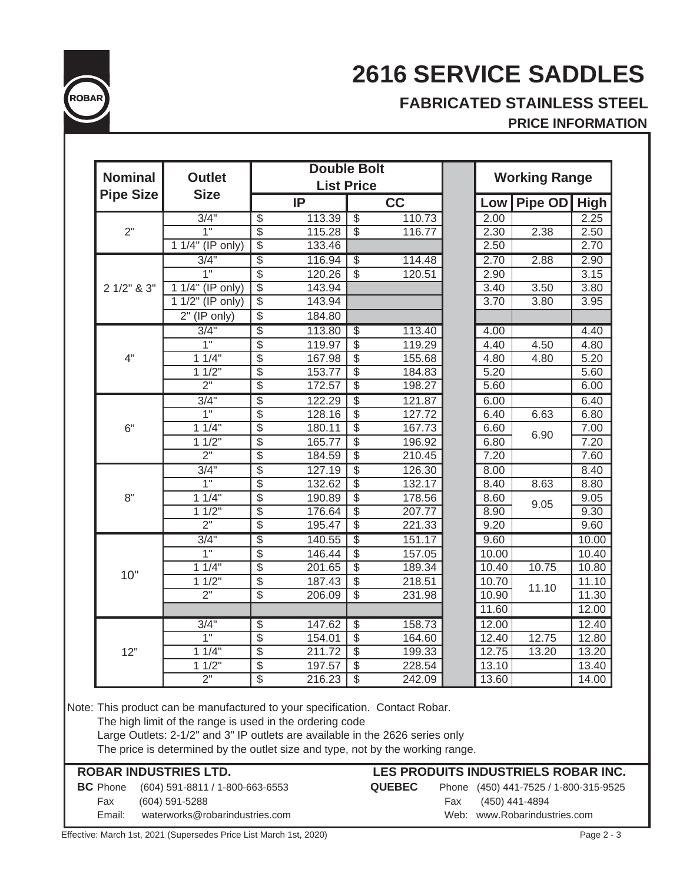ROBAR

# 2616 SERVICE SADDLES

## FABRICATED STAINLESS STEEL

### PRICE INFORMATION

| Nominal Pipe Size | Outlet Size | Double Bolt List Price | | | Working Range | | |
|---|---|---|---|---|---|---|---|
| | | IP | CC | | Low | Pipe OD | High |
| 2" | 3/4" | $ 113.39 | $ 110.73 | | 2.00 | | 2.25 |
| | 1" | $ 115.28 | $ 116.77 | | 2.30 | 2.38 | 2.50 |
| | 1 1/4" (IP only) | $ 133.46 | | | 2.50 | | 2.70 |
| 2 1/2" & 3" | 3/4" | $ 116.94 | $ 114.48 | | 2.70 | 2.88 | 2.90 |
| | 1" | $ 120.26 | $ 120.51 | | 2.90 | | 3.15 |
| | 1 1/4" (IP only) | $ 143.94 | | | 3.40 | 3.50 | 3.80 |
| | 1 1/2" (IP only) | $ 143.94 | | | 3.70 | 3.80 | 3.95 |
| | 2" (IP only) | $ 184.80 | | | | | |
| 4" | 3/4" | $ 113.80 | $ 113.40 | | 4.00 | | 4.40 |
| | 1" | $ 119.97 | $ 119.29 | | 4.40 | 4.50 | 4.80 |
| | 1 1/4" | $ 167.98 | $ 155.68 | | 4.80 | 4.80 | 5.20 |
| | 1 1/2" | $ 153.77 | $ 184.83 | | 5.20 | | 5.60 |
| | 2" | $ 172.57 | $ 198.27 | | 5.60 | | 6.00 |
| 6" | 3/4" | $ 122.29 | $ 121.87 | | 6.00 | | 6.40 |
| | 1" | $ 128.16 | $ 127.72 | | 6.40 | 6.63 | 6.80 |
| | 1 1/4" | $ 180.11 | $ 167.73 | | 6.60 | 6.90 | 7.00 |
| | 1 1/2" | $ 165.77 | $ 196.92 | | 6.80 | | 7.20 |
| | 2" | $ 184.59 | $ 210.45 | | 7.20 | | 7.60 |
| 8" | 3/4" | $ 127.19 | $ 126.30 | | 8.00 | | 8.40 |
| | 1" | $ 132.62 | $ 132.17 | | 8.40 | 8.63 | 8.80 |
| | 1 1/4" | $ 190.89 | $ 178.56 | | 8.60 | 9.05 | 9.05 |
| | 1 1/2" | $ 176.64 | $ 207.77 | | 8.90 | | 9.30 |
| | 2" | $ 195.47 | $ 221.33 | | 9.20 | | 9.60 |
| 10" | 3/4" | $ 140.55 | $ 151.17 | | 9.60 | | 10.00 |
| | 1" | $ 146.44 | $ 157.05 | | 10.00 | | 10.40 |
| | 1 1/4" | $ 201.65 | $ 189.34 | | 10.40 | 10.75 | 10.80 |
| | 1 1/2" | $ 187.43 | $ 218.51 | | 10.70 | 11.10 | 11.10 |
| | 2" | $ 206.09 | $ 231.98 | | 10.90 | | 11.30 |
| | | | | | 11.60 | | 12.00 |
| 12" | 3/4" | $ 147.62 | $ 158.73 | | 12.00 | | 12.40 |
| | 1" | $ 154.01 | $ 164.60 | | 12.40 | 12.75 | 12.80 |
| | 1 1/4" | $ 211.72 | $ 199.33 | | 12.75 | 13.20 | 13.20 |
| | 1 1/2" | $ 197.57 | $ 228.54 | | 13.10 | | 13.40 |
| | 2" | $ 216.23 | $ 242.09 | | 13.60 | | 14.00 |

Note: This product can be manufactured to your specification. Contact Robar.
The high limit of the range is used in the ordering code
Large Outlets: 2-1/2" and 3" IP outlets are available in the 2626 series only
The price is determined by the outlet size and type, not by the working range.

**ROBAR INDUSTRIES LTD.**
**BC** Phone (604) 591-8811 / 1-800-663-6553
Fax (604) 591-5288
Email: waterworks@robarindustries.com

**LES PRODUITS INDUSTRIELS ROBAR INC.**
**QUEBEC** Phone (450) 441-7525 / 1-800-315-9525
Fax (450) 441-4894
Web: www.Robarindustries.com

Effective: March 1st, 2021 (Supersedes Price List March 1st, 2020)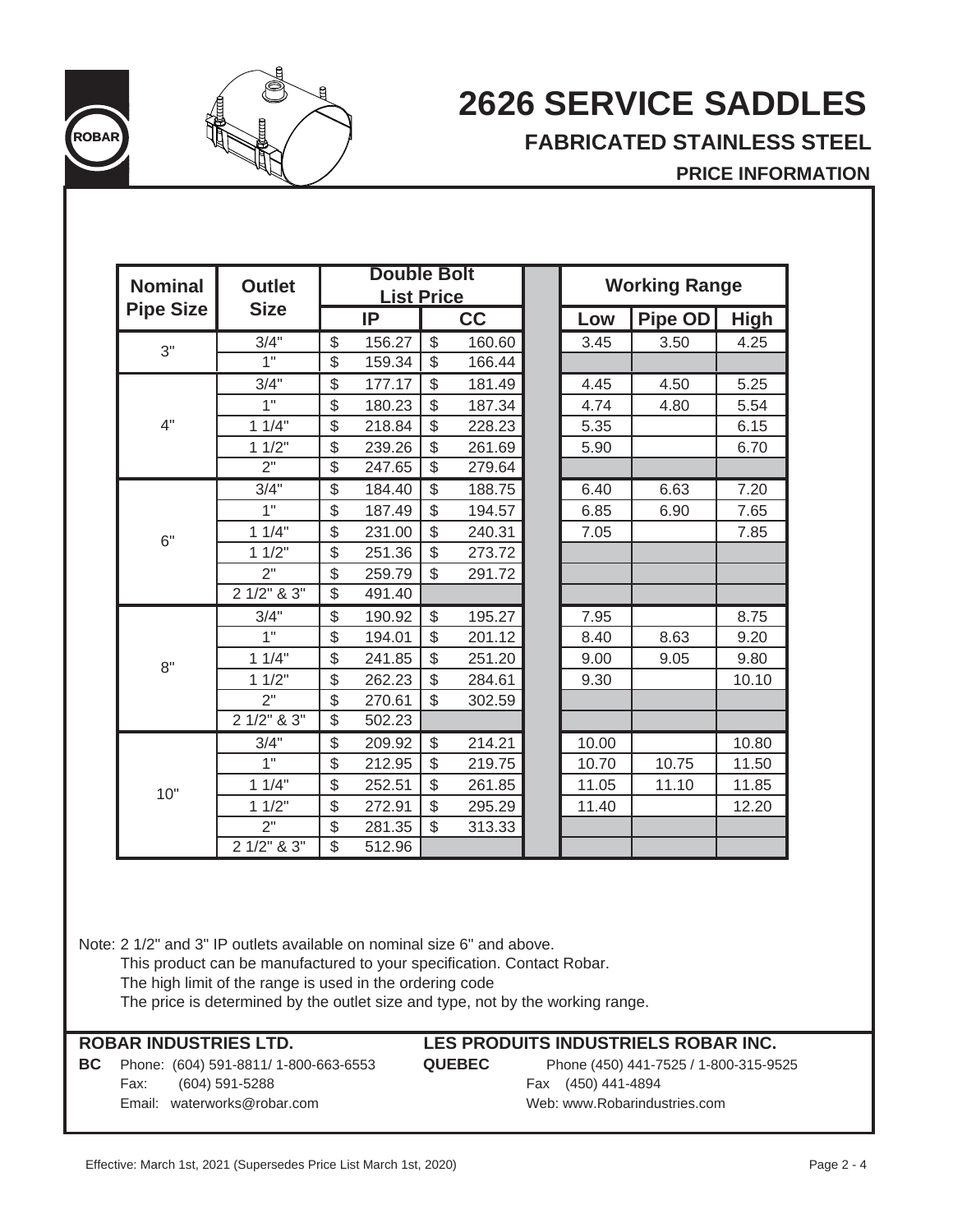# 2626 SERVICE SADDLES

## FABRICATED STAINLESS STEEL

### PRICE INFORMATION

| Nominal Pipe Size | Outlet Size | Double Bolt List Price | | | Working Range | | |
|---|---|---|---|---|---|---|---|
| | | IP | CC | | Low | Pipe OD | High |
| 3" | 3/4" | $ 156.27 | $ 160.60 | | 3.45 | 3.50 | 4.25 |
| | 1" | $ 159.34 | $ 166.44 | | | | |
| 4" | 3/4" | $ 177.17 | $ 181.49 | | 4.45 | 4.50 | 5.25 |
| | 1" | $ 180.23 | $ 187.34 | | 4.74 | 4.80 | 5.54 |
| | 1 1/4" | $ 218.84 | $ 228.23 | | 5.35 | | 6.15 |
| | 1 1/2" | $ 239.26 | $ 261.69 | | 5.90 | | 6.70 |
| | 2" | $ 247.65 | $ 279.64 | | | | |
| 6" | 3/4" | $ 184.40 | $ 188.75 | | 6.40 | 6.63 | 7.20 |
| | 1" | $ 187.49 | $ 194.57 | | 6.85 | 6.90 | 7.65 |
| | 1 1/4" | $ 231.00 | $ 240.31 | | 7.05 | | 7.85 |
| | 1 1/2" | $ 251.36 | $ 273.72 | | | | |
| | 2" | $ 259.79 | $ 291.72 | | | | |
| | 2 1/2" & 3" | $ 491.40 | | | | | |
| 8" | 3/4" | $ 190.92 | $ 195.27 | | 7.95 | | 8.75 |
| | 1" | $ 194.01 | $ 201.12 | | 8.40 | 8.63 | 9.20 |
| | 1 1/4" | $ 241.85 | $ 251.20 | | 9.00 | 9.05 | 9.80 |
| | 1 1/2" | $ 262.23 | $ 284.61 | | 9.30 | | 10.10 |
| | 2" | $ 270.61 | $ 302.59 | | | | |
| | 2 1/2" & 3" | $ 502.23 | | | | | |
| 10" | 3/4" | $ 209.92 | $ 214.21 | | 10.00 | | 10.80 |
| | 1" | $ 212.95 | $ 219.75 | | 10.70 | 10.75 | 11.50 |
| | 1 1/4" | $ 252.51 | $ 261.85 | | 11.05 | 11.10 | 11.85 |
| | 1 1/2" | $ 272.91 | $ 295.29 | | 11.40 | | 12.20 |
| | 2" | $ 281.35 | $ 313.33 | | | | |
| | 2 1/2" & 3" | $ 512.96 | | | | | |

Note: 2 1/2" and 3" IP outlets available on nominal size 6" and above.
This product can be manufactured to your specification. Contact Robar.
The high limit of the range is used in the ordering code
The price is determined by the outlet size and type, not by the working range.

**ROBAR INDUSTRIES LTD.**

**BC** Phone: (604) 591-8811/ 1-800-663-6553
Fax: (604) 591-5288
Email: waterworks@robar.com

**LES PRODUITS INDUSTRIELS ROBAR INC.**

**QUEBEC** Phone (450) 441-7525 / 1-800-315-9525
Fax (450) 441-4894
Web: www.Robarindustries.com

Effective: March 1st, 2021 (Supersedes Price List March 1st, 2020)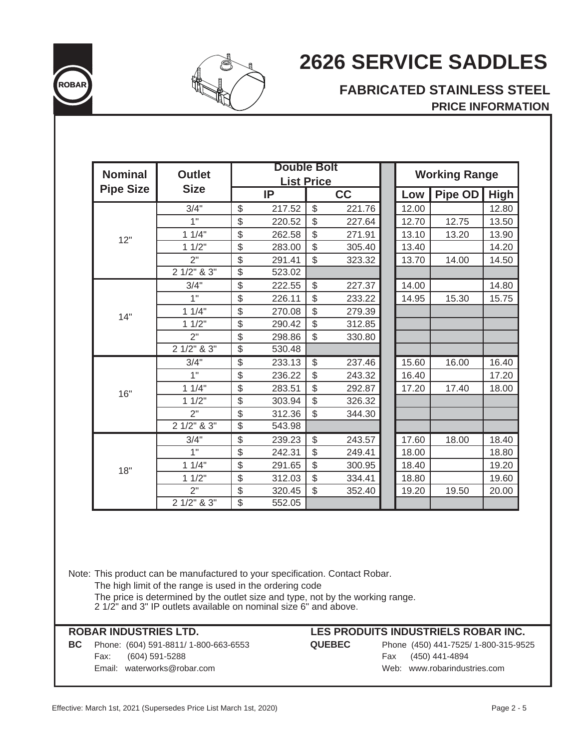# 2626 SERVICE SADDLES

## FABRICATED STAINLESS STEEL

### PRICE INFORMATION

| Nominal Pipe Size | Outlet Size | Double Bolt List Price IP | | Double Bolt List Price CC | | Working Range Low | Pipe OD | High |
|---|---|---|---|---|---|---|---|---|
| 12" | 3/4" | $ | 217.52 | $ | 221.76 | 12.00 | | 12.80 |
| | 1" | $ | 220.52 | $ | 227.64 | 12.70 | 12.75 | 13.50 |
| | 1 1/4" | $ | 262.58 | $ | 271.91 | 13.10 | 13.20 | 13.90 |
| | 1 1/2" | $ | 283.00 | $ | 305.40 | 13.40 | | 14.20 |
| | 2" | $ | 291.41 | $ | 323.32 | 13.70 | 14.00 | 14.50 |
| | 2 1/2" & 3" | $ | 523.02 | | | | | |
| 14" | 3/4" | $ | 222.55 | $ | 227.37 | 14.00 | | 14.80 |
| | 1" | $ | 226.11 | $ | 233.22 | 14.95 | 15.30 | 15.75 |
| | 1 1/4" | $ | 270.08 | $ | 279.39 | | | |
| | 1 1/2" | $ | 290.42 | $ | 312.85 | | | |
| | 2" | $ | 298.86 | $ | 330.80 | | | |
| | 2 1/2" & 3" | $ | 530.48 | | | | | |
| 16" | 3/4" | $ | 233.13 | $ | 237.46 | 15.60 | 16.00 | 16.40 |
| | 1" | $ | 236.22 | $ | 243.32 | 16.40 | | 17.20 |
| | 1 1/4" | $ | 283.51 | $ | 292.87 | 17.20 | 17.40 | 18.00 |
| | 1 1/2" | $ | 303.94 | $ | 326.32 | | | |
| | 2" | $ | 312.36 | $ | 344.30 | | | |
| | 2 1/2" & 3" | $ | 543.98 | | | | | |
| 18" | 3/4" | $ | 239.23 | $ | 243.57 | 17.60 | 18.00 | 18.40 |
| | 1" | $ | 242.31 | $ | 249.41 | 18.00 | | 18.80 |
| | 1 1/4" | $ | 291.65 | $ | 300.95 | 18.40 | | 19.20 |
| | 1 1/2" | $ | 312.03 | $ | 334.41 | 18.80 | | 19.60 |
| | 2" | $ | 320.45 | $ | 352.40 | 19.20 | 19.50 | 20.00 |
| | 2 1/2" & 3" | $ | 552.05 | | | | | |

Note: This product can be manufactured to your specification. Contact Robar.
The high limit of the range is used in the ordering code
The price is determined by the outlet size and type, not by the working range.
2 1/2" and 3" IP outlets available on nominal size 6" and above.

**ROBAR INDUSTRIES LTD.**

**BC** Phone: (604) 591-8811/ 1-800-663-6553
Fax: (604) 591-5288
Email: waterworks@robar.com

**LES PRODUITS INDUSTRIELS ROBAR INC.**

**QUEBEC** Phone (450) 441-7525/ 1-800-315-9525
Fax (450) 441-4894
Web: www.robarindustries.com

Effective: March 1st, 2021 (Supersedes Price List March 1st, 2020)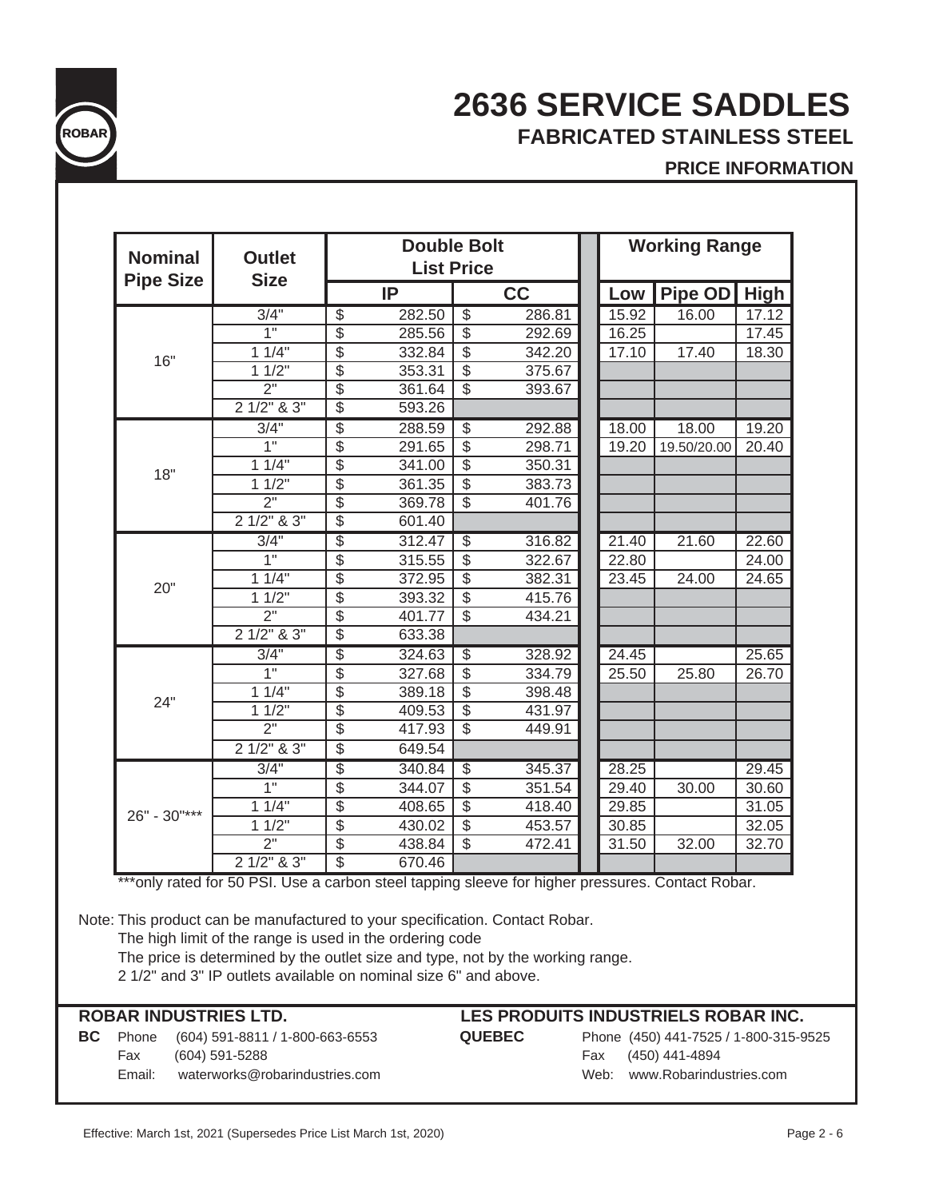# 2636 SERVICE SADDLES

## FABRICATED STAINLESS STEEL

### PRICE INFORMATION

| Nominal Pipe Size | Outlet Size | Double Bolt List Price | | Working Range | | |
|---|---|---|---|---|---|---|
| | | IP | CC | Low | Pipe OD | High |
| 16" | 3/4" | $ 282.50 | $ 286.81 | 15.92 | 16.00 | 17.12 |
| | 1" | $ 285.56 | $ 292.69 | 16.25 | | 17.45 |
| | 1 1/4" | $ 332.84 | $ 342.20 | 17.10 | 17.40 | 18.30 |
| | 1 1/2" | $ 353.31 | $ 375.67 | | | |
| | 2" | $ 361.64 | $ 393.67 | | | |
| | 2 1/2" & 3" | $ 593.26 | | | | |
| 18" | 3/4" | $ 288.59 | $ 292.88 | 18.00 | 18.00 | 19.20 |
| | 1" | $ 291.65 | $ 298.71 | 19.20 | 19.50/20.00 | 20.40 |
| | 1 1/4" | $ 341.00 | $ 350.31 | | | |
| | 1 1/2" | $ 361.35 | $ 383.73 | | | |
| | 2" | $ 369.78 | $ 401.76 | | | |
| | 2 1/2" & 3" | $ 601.40 | | | | |
| 20" | 3/4" | $ 312.47 | $ 316.82 | 21.40 | 21.60 | 22.60 |
| | 1" | $ 315.55 | $ 322.67 | 22.80 | | 24.00 |
| | 1 1/4" | $ 372.95 | $ 382.31 | 23.45 | 24.00 | 24.65 |
| | 1 1/2" | $ 393.32 | $ 415.76 | | | |
| | 2" | $ 401.77 | $ 434.21 | | | |
| | 2 1/2" & 3" | $ 633.38 | | | | |
| 24" | 3/4" | $ 324.63 | $ 328.92 | 24.45 | | 25.65 |
| | 1" | $ 327.68 | $ 334.79 | 25.50 | 25.80 | 26.70 |
| | 1 1/4" | $ 389.18 | $ 398.48 | | | |
| | 1 1/2" | $ 409.53 | $ 431.97 | | | |
| | 2" | $ 417.93 | $ 449.91 | | | |
| | 2 1/2" & 3" | $ 649.54 | | | | |
| 26" - 30"*** | 3/4" | $ 340.84 | $ 345.37 | 28.25 | | 29.45 |
| | 1" | $ 344.07 | $ 351.54 | 29.40 | 30.00 | 30.60 |
| | 1 1/4" | $ 408.65 | $ 418.40 | 29.85 | | 31.05 |
| | 1 1/2" | $ 430.02 | $ 453.57 | 30.85 | | 32.05 |
| | 2" | $ 438.84 | $ 472.41 | 31.50 | 32.00 | 32.70 |
| | 2 1/2" & 3" | $ 670.46 | | | | |

***only rated for 50 PSI. Use a carbon steel tapping sleeve for higher pressures. Contact Robar.

Note: This product can be manufactured to your specification. Contact Robar.
The high limit of the range is used in the ordering code
The price is determined by the outlet size and type, not by the working range.
2 1/2" and 3" IP outlets available on nominal size 6" and above.

**ROBAR INDUSTRIES LTD.**

**BC** Phone (604) 591-8811 / 1-800-663-6553
Fax (604) 591-5288
Email: waterworks@robarindustries.com

**LES PRODUITS INDUSTRIELS ROBAR INC.**

**QUEBEC** Phone (450) 441-7525 / 1-800-315-9525
Fax (450) 441-4894
Web: www.Robarindustries.com

Effective: March 1st, 2021 (Supersedes Price List March 1st, 2020)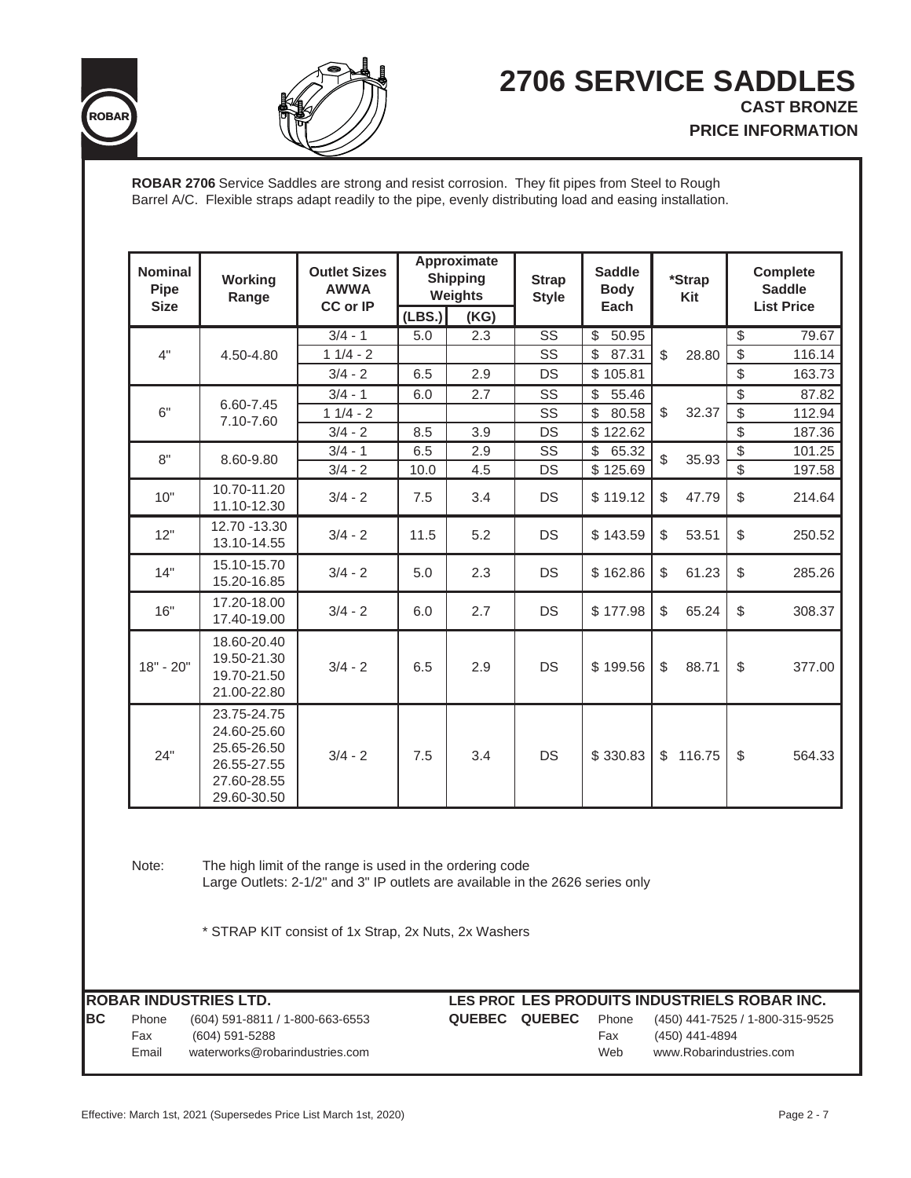# 2706 SERVICE SADDLES

**CAST BRONZE**

**PRICE INFORMATION**

**ROBAR 2706** Service Saddles are strong and resist corrosion. They fit pipes from Steel to Rough Barrel A/C. Flexible straps adapt readily to the pipe, evenly distributing load and easing installation.

| Nominal Pipe Size | Working Range | Outlet Sizes AWWA CC or IP | Approximate Shipping Weights | | Strap Style | Saddle Body Each | *Strap Kit | Complete Saddle List Price |
|---|---|---|---|---|---|---|---|---|
| | | | (LBS.) | (KG) | | | | |
| 4" | 4.50-4.80 | 3/4 - 1 | 5.0 | 2.3 | SS | $ 50.95 | $ 28.80 | $ 79.67 |
| | | 1 1/4 - 2 | | | SS | $ 87.31 | | $ 116.14 |
| | | 3/4 - 2 | 6.5 | 2.9 | DS | $ 105.81 | | $ 163.73 |
| 6" | 6.60-7.45 7.10-7.60 | 3/4 - 1 | 6.0 | 2.7 | SS | $ 55.46 | $ 32.37 | $ 87.82 |
| | | 1 1/4 - 2 | | | SS | $ 80.58 | | $ 112.94 |
| | | 3/4 - 2 | 8.5 | 3.9 | DS | $ 122.62 | | $ 187.36 |
| 8" | 8.60-9.80 | 3/4 - 1 | 6.5 | 2.9 | SS | $ 65.32 | $ 35.93 | $ 101.25 |
| | | 3/4 - 2 | 10.0 | 4.5 | DS | $ 125.69 | | $ 197.58 |
| 10" | 10.70-11.20 11.10-12.30 | 3/4 - 2 | 7.5 | 3.4 | DS | $ 119.12 | $ 47.79 | $ 214.64 |
| 12" | 12.70 -13.30 13.10-14.55 | 3/4 - 2 | 11.5 | 5.2 | DS | $ 143.59 | $ 53.51 | $ 250.52 |
| 14" | 15.10-15.70 15.20-16.85 | 3/4 - 2 | 5.0 | 2.3 | DS | $ 162.86 | $ 61.23 | $ 285.26 |
| 16" | 17.20-18.00 17.40-19.00 | 3/4 - 2 | 6.0 | 2.7 | DS | $ 177.98 | $ 65.24 | $ 308.37 |
| 18" - 20" | 18.60-20.40 19.50-21.30 19.70-21.50 21.00-22.80 | 3/4 - 2 | 6.5 | 2.9 | DS | $ 199.56 | $ 88.71 | $ 377.00 |
| 24" | 23.75-24.75 24.60-25.60 25.65-26.50 26.55-27.55 27.60-28.55 29.60-30.50 | 3/4 - 2 | 7.5 | 3.4 | DS | $ 330.83 | $ 116.75 | $ 564.33 |

Note: The high limit of the range is used in the ordering code
Large Outlets: 2-1/2" and 3" IP outlets are available in the 2626 series only

\* STRAP KIT consist of 1x Strap, 2x Nuts, 2x Washers

**ROBAR INDUSTRIES LTD.**

**BC** Phone (604) 591-8811 / 1-800-663-6553
Fax (604) 591-5288
Email waterworks@robarindustries.com

**LES PRODUITS INDUSTRIELS ROBAR INC.**

**QUEBEC** Phone (450) 441-7525 / 1-800-315-9525
Fax (450) 441-4894
Web www.Robarindustries.com

Effective: March 1st, 2021 (Supersedes Price List March 1st, 2020)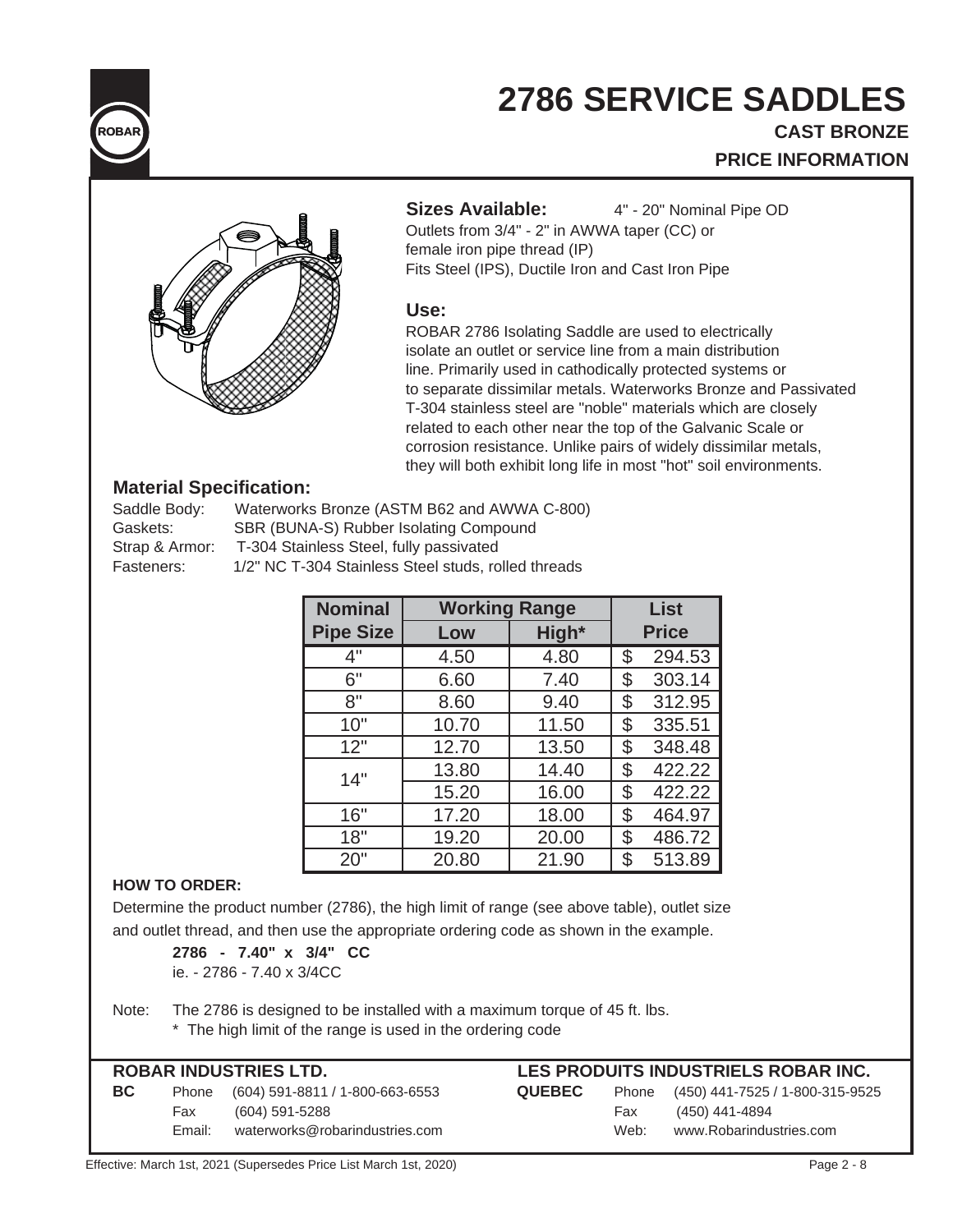# 2786 SERVICE SADDLES

**CAST BRONZE**

**PRICE INFORMATION**

**Sizes Available:** 4" - 20" Nominal Pipe OD

Outlets from 3/4" - 2" in AWWA taper (CC) or female iron pipe thread (IP)

Fits Steel (IPS), Ductile Iron and Cast Iron Pipe

**Use:**

ROBAR 2786 Isolating Saddle are used to electrically isolate an outlet or service line from a main distribution line. Primarily used in cathodically protected systems or to separate dissimilar metals. Waterworks Bronze and Passivated T-304 stainless steel are "noble" materials which are closely related to each other near the top of the Galvanic Scale or corrosion resistance. Unlike pairs of widely dissimilar metals, they will both exhibit long life in most "hot" soil environments.

**Material Specification:**

Saddle Body: Waterworks Bronze (ASTM B62 and AWWA C-800)
Gaskets: SBR (BUNA-S) Rubber Isolating Compound
Strap & Armor: T-304 Stainless Steel, fully passivated
Fasteners: 1/2" NC T-304 Stainless Steel studs, rolled threads

| Nominal Pipe Size | Working Range | | List Price |
|---|---|---|---|
| | Low | High* | |
| 4" | 4.50 | 4.80 | $ 294.53 |
| 6" | 6.60 | 7.40 | $ 303.14 |
| 8" | 8.60 | 9.40 | $ 312.95 |
| 10" | 10.70 | 11.50 | $ 335.51 |
| 12" | 12.70 | 13.50 | $ 348.48 |
| 14" | 13.80 | 14.40 | $ 422.22 |
| | 15.20 | 16.00 | $ 422.22 |
| 16" | 17.20 | 18.00 | $ 464.97 |
| 18" | 19.20 | 20.00 | $ 486.72 |
| 20" | 20.80 | 21.90 | $ 513.89 |

**HOW TO ORDER:**

Determine the product number (2786), the high limit of range (see above table), outlet size and outlet thread, and then use the appropriate ordering code as shown in the example.

**2786 - 7.40" x 3/4" CC**
ie. - 2786 - 7.40 x 3/4CC

Note: The 2786 is designed to be installed with a maximum torque of 45 ft. lbs.
\* The high limit of the range is used in the ordering code

**ROBAR INDUSTRIES LTD.**

**BC** Phone (604) 591-8811 / 1-800-663-6553
Fax (604) 591-5288
Email: waterworks@robarindustries.com

**LES PRODUITS INDUSTRIELS ROBAR INC.**

**QUEBEC** Phone (450) 441-7525 / 1-800-315-9525
Fax (450) 441-4894
Web: www.Robarindustries.com

Effective: March 1st, 2021 (Supersedes Price List March 1st, 2020)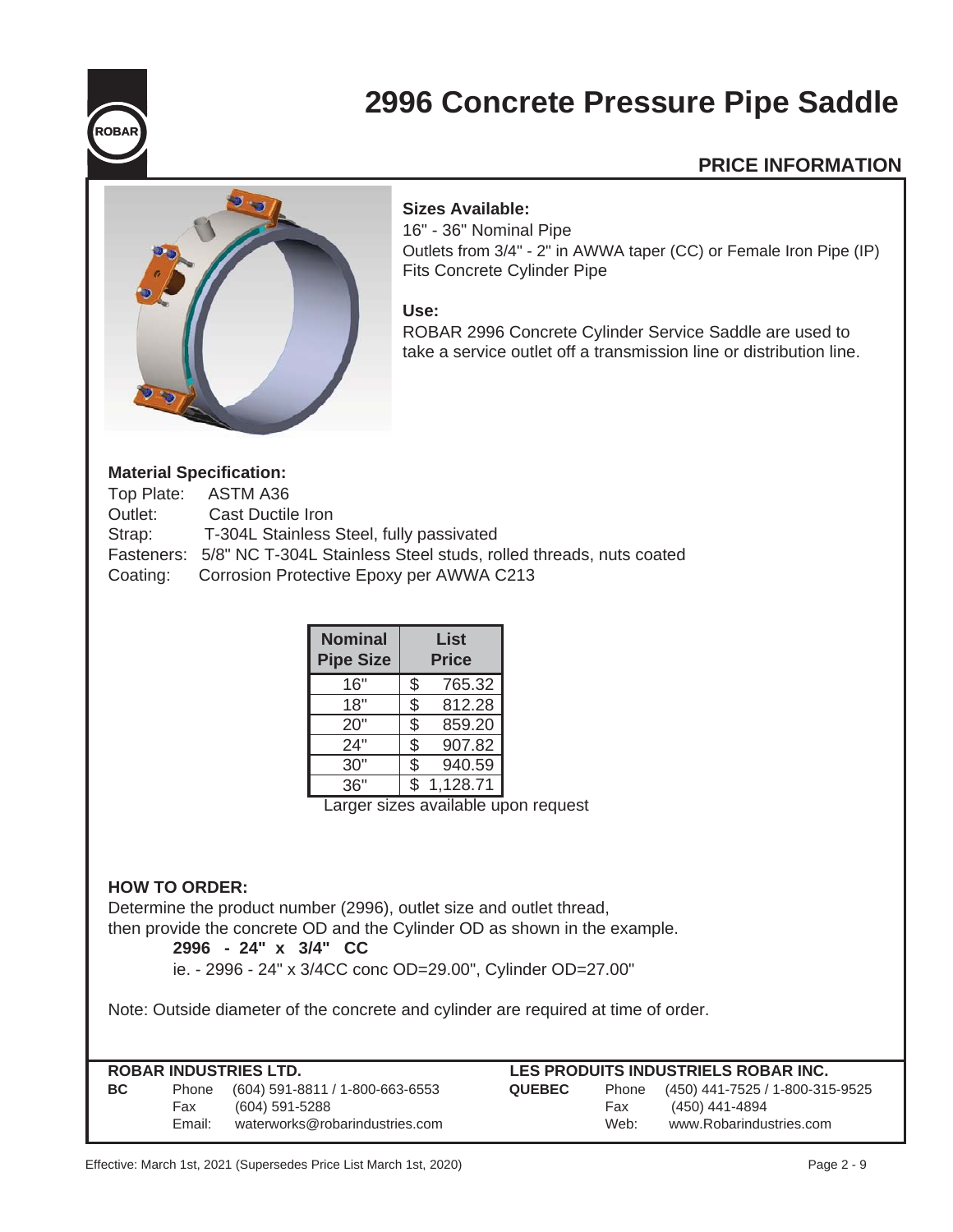# 2996 Concrete Pressure Pipe Saddle

## PRICE INFORMATION

**Sizes Available:**
16" - 36" Nominal Pipe
Outlets from 3/4" - 2" in AWWA taper (CC) or Female Iron Pipe (IP)
Fits Concrete Cylinder Pipe

**Use:**
ROBAR 2996 Concrete Cylinder Service Saddle are used to take a service outlet off a transmission line or distribution line.

**Material Specification:**

Top Plate: ASTM A36
Outlet: Cast Ductile Iron
Strap: T-304L Stainless Steel, fully passivated
Fasteners: 5/8" NC T-304L Stainless Steel studs, rolled threads, nuts coated
Coating: Corrosion Protective Epoxy per AWWA C213

| Nominal Pipe Size | List Price |
|---|---|
| 16" | $ 765.32 |
| 18" | $ 812.28 |
| 20" | $ 859.20 |
| 24" | $ 907.82 |
| 30" | $ 940.59 |
| 36" | $ 1,128.71 |

Larger sizes available upon request

**HOW TO ORDER:**

Determine the product number (2996), outlet size and outlet thread, then provide the concrete OD and the Cylinder OD as shown in the example.

**2996 - 24" x 3/4" CC**

ie. - 2996 - 24" x 3/4CC conc OD=29.00", Cylinder OD=27.00"

Note: Outside diameter of the concrete and cylinder are required at time of order.

**ROBAR INDUSTRIES LTD.**
**BC**
Phone (604) 591-8811 / 1-800-663-6553
Fax (604) 591-5288
Email: waterworks@robarindustries.com

**LES PRODUITS INDUSTRIELS ROBAR INC.**
**QUEBEC**
Phone (450) 441-7525 / 1-800-315-9525
Fax (450) 441-4894
Web: www.Robarindustries.com

Effective: March 1st, 2021 (Supersedes Price List March 1st, 2020)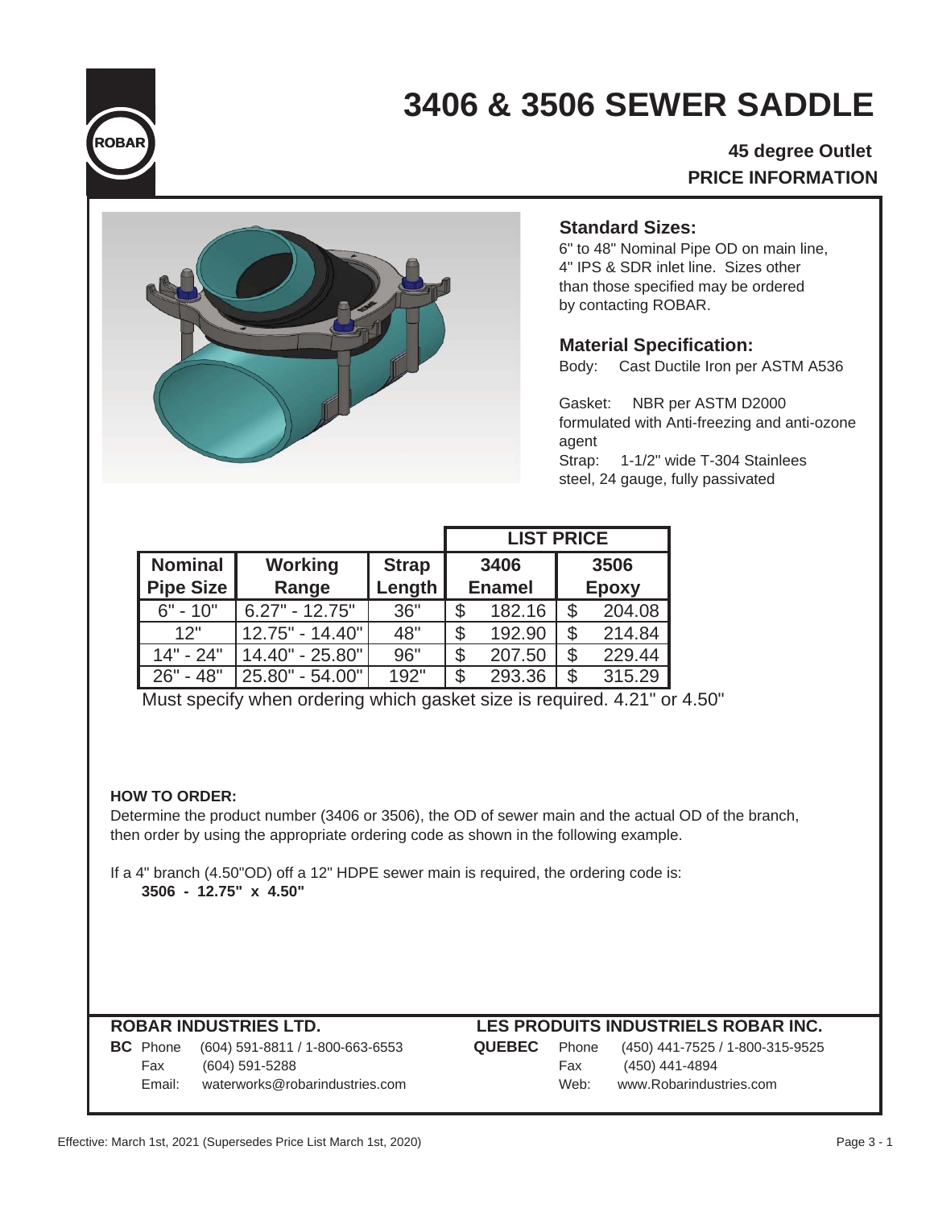ROBAR

# 3406 & 3506 SEWER SADDLE

**45 degree Outlet**
**PRICE INFORMATION**

### Standard Sizes:

6" to 48" Nominal Pipe OD on main line, 4" IPS & SDR inlet line. Sizes other than those specified may be ordered by contacting ROBAR.

### Material Specification:

Body: Cast Ductile Iron per ASTM A536

Gasket: NBR per ASTM D2000 formulated with Anti-freezing and anti-ozone agent

Strap: 1-1/2" wide T-304 Stainlees steel, 24 gauge, fully passivated

| | | | LIST PRICE | |
|---|---|---|---|---|
| **Nominal Pipe Size** | **Working Range** | **Strap Length** | **3406 Enamel** | **3506 Epoxy** |
| 6" - 10" | 6.27" - 12.75" | 36" | $ 182.16 | $ 204.08 |
| 12" | 12.75" - 14.40" | 48" | $ 192.90 | $ 214.84 |
| 14" - 24" | 14.40" - 25.80" | 96" | $ 207.50 | $ 229.44 |
| 26" - 48" | 25.80" - 54.00" | 192" | $ 293.36 | $ 315.29 |

Must specify when ordering which gasket size is required. 4.21" or 4.50"

**HOW TO ORDER:**

Determine the product number (3406 or 3506), the OD of sewer main and the actual OD of the branch, then order by using the appropriate ordering code as shown in the following example.

If a 4" branch (4.50"OD) off a 12" HDPE sewer main is required, the ordering code is:

**3506 - 12.75" x 4.50"**

**ROBAR INDUSTRIES LTD.**

**BC** Phone (604) 591-8811 / 1-800-663-6553
Fax (604) 591-5288
Email: waterworks@robarindustries.com

**LES PRODUITS INDUSTRIELS ROBAR INC.**

**QUEBEC** Phone (450) 441-7525 / 1-800-315-9525
Fax (450) 441-4894
Web: www.Robarindustries.com

Effective: March 1st, 2021 (Supersedes Price List March 1st, 2020)